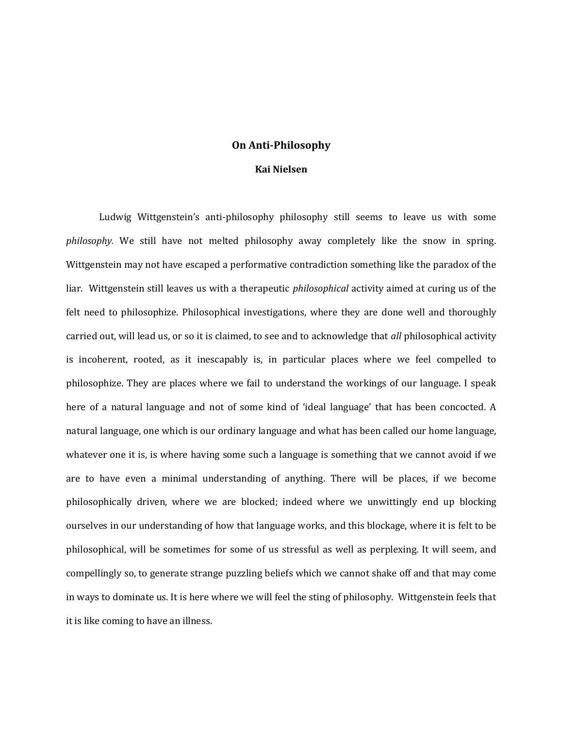# On Anti-Philosophy

**Kai Nielsen**

Ludwig Wittgenstein's anti-philosophy philosophy still seems to leave us with some *philosophy.* We still have not melted philosophy away completely like the snow in spring. Wittgenstein may not have escaped a performative contradiction something like the paradox of the liar. Wittgenstein still leaves us with a therapeutic *philosophical* activity aimed at curing us of the felt need to philosophize. Philosophical investigations, where they are done well and thoroughly carried out, will lead us, or so it is claimed, to see and to acknowledge that *all* philosophical activity is incoherent, rooted, as it inescapably is, in particular places where we feel compelled to philosophize. They are places where we fail to understand the workings of our language. I speak here of a natural language and not of some kind of 'ideal language' that has been concocted. A natural language, one which is our ordinary language and what has been called our home language, whatever one it is, is where having some such a language is something that we cannot avoid if we are to have even a minimal understanding of anything. There will be places, if we become philosophically driven, where we are blocked; indeed where we unwittingly end up blocking ourselves in our understanding of how that language works, and this blockage, where it is felt to be philosophical, will be sometimes for some of us stressful as well as perplexing. It will seem, and compellingly so, to generate strange puzzling beliefs which we cannot shake off and that may come in ways to dominate us. It is here where we will feel the sting of philosophy. Wittgenstein feels that it is like coming to have an illness.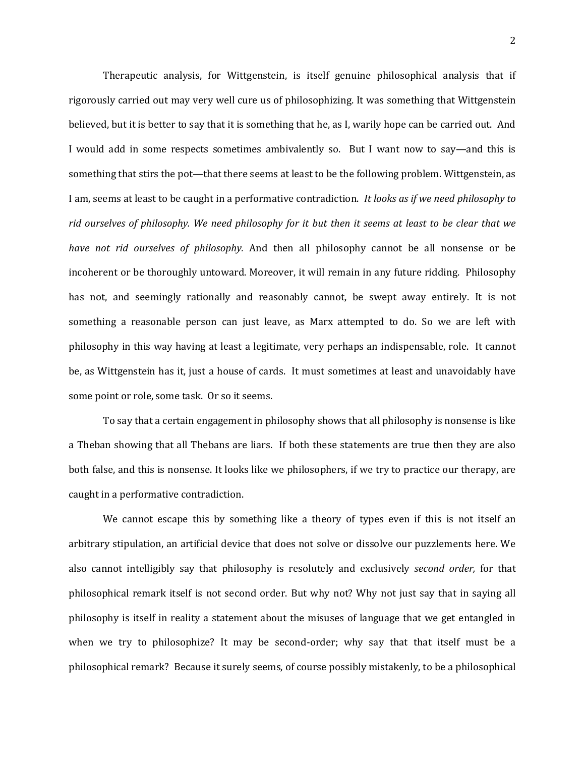Therapeutic analysis, for Wittgenstein, is itself genuine philosophical analysis that if rigorously carried out may very well cure us of philosophizing. It was something that Wittgenstein believed, but it is better to say that it is something that he, as I, warily hope can be carried out. And I would add in some respects sometimes ambivalently so. But I want now to say—and this is something that stirs the pot—that there seems at least to be the following problem. Wittgenstein, as I am, seems at least to be caught in a performative contradiction. *It looks as if we need philosophy to rid ourselves of philosophy. We need philosophy for it but then it seems at least to be clear that we have not rid ourselves of philosophy.* And then all philosophy cannot be all nonsense or be incoherent or be thoroughly untoward. Moreover, it will remain in any future ridding. Philosophy has not, and seemingly rationally and reasonably cannot, be swept away entirely. It is not something a reasonable person can just leave, as Marx attempted to do. So we are left with philosophy in this way having at least a legitimate, very perhaps an indispensable, role. It cannot be, as Wittgenstein has it, just a house of cards. It must sometimes at least and unavoidably have some point or role, some task. Or so it seems.

To say that a certain engagement in philosophy shows that all philosophy is nonsense is like a Theban showing that all Thebans are liars. If both these statements are true then they are also both false, and this is nonsense. It looks like we philosophers, if we try to practice our therapy, are caught in a performative contradiction.

We cannot escape this by something like a theory of types even if this is not itself an arbitrary stipulation, an artificial device that does not solve or dissolve our puzzlements here. We also cannot intelligibly say that philosophy is resolutely and exclusively *second order,* for that philosophical remark itself is not second order. But why not? Why not just say that in saying all philosophy is itself in reality a statement about the misuses of language that we get entangled in when we try to philosophize? It may be second-order; why say that that itself must be a philosophical remark? Because it surely seems, of course possibly mistakenly, to be a philosophical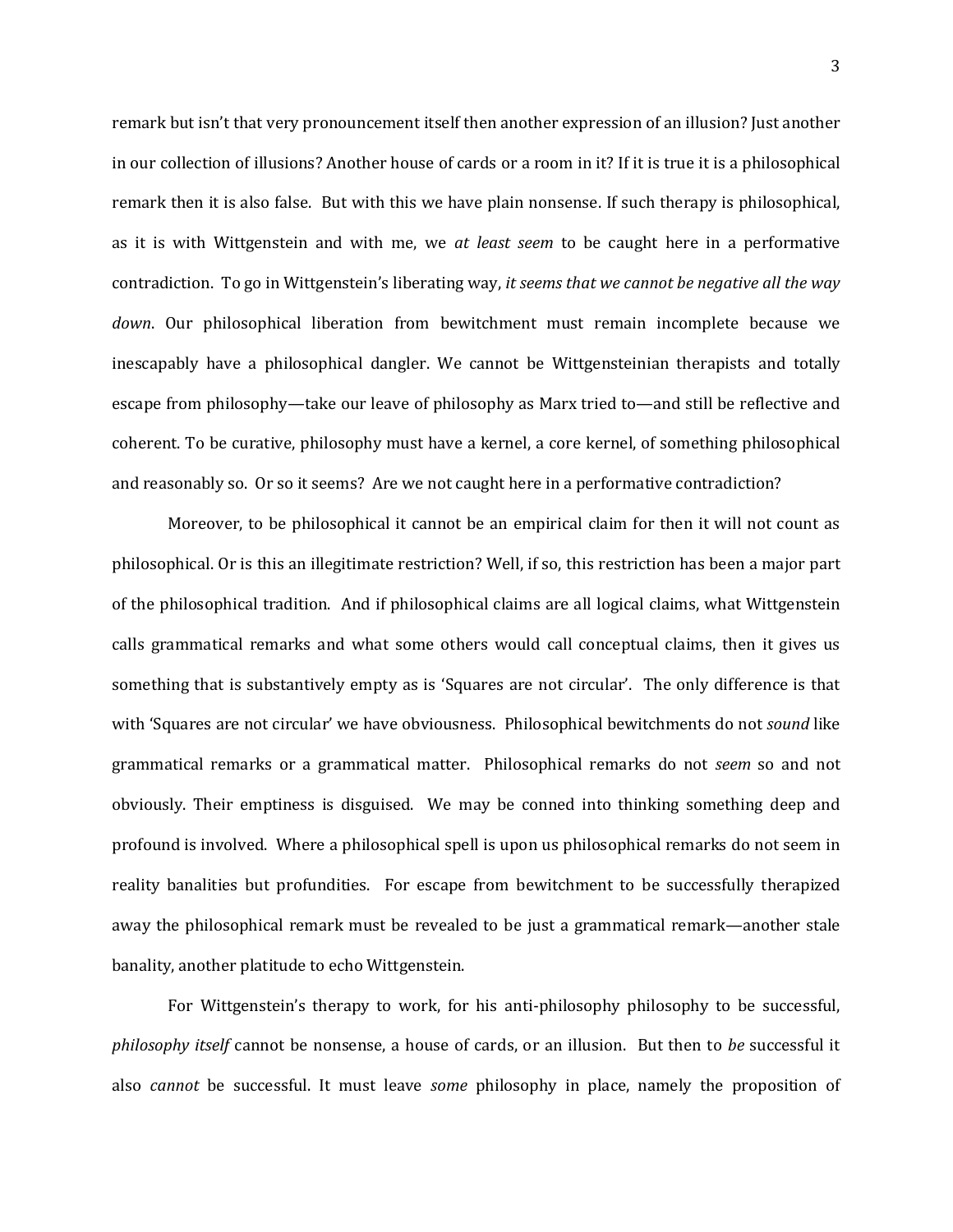remark but isn't that very pronouncement itself then another expression of an illusion? Just another in our collection of illusions? Another house of cards or a room in it? If it is true it is a philosophical remark then it is also false. But with this we have plain nonsense. If such therapy is philosophical, as it is with Wittgenstein and with me, we *at least seem* to be caught here in a performative contradiction. To go in Wittgenstein's liberating way, *it seems that we cannot be negative all the way down*. Our philosophical liberation from bewitchment must remain incomplete because we inescapably have a philosophical dangler. We cannot be Wittgensteinian therapists and totally escape from philosophy—take our leave of philosophy as Marx tried to—and still be reflective and coherent. To be curative, philosophy must have a kernel, a core kernel, of something philosophical and reasonably so. Or so it seems? Are we not caught here in a performative contradiction?

Moreover, to be philosophical it cannot be an empirical claim for then it will not count as philosophical. Or is this an illegitimate restriction? Well, if so, this restriction has been a major part of the philosophical tradition. And if philosophical claims are all logical claims, what Wittgenstein calls grammatical remarks and what some others would call conceptual claims, then it gives us something that is substantively empty as is 'Squares are not circular'. The only difference is that with 'Squares are not circular' we have obviousness. Philosophical bewitchments do not *sound* like grammatical remarks or a grammatical matter. Philosophical remarks do not *seem* so and not obviously. Their emptiness is disguised. We may be conned into thinking something deep and profound is involved. Where a philosophical spell is upon us philosophical remarks do not seem in reality banalities but profundities. For escape from bewitchment to be successfully therapized away the philosophical remark must be revealed to be just a grammatical remark—another stale banality, another platitude to echo Wittgenstein.

For Wittgenstein's therapy to work, for his anti-philosophy philosophy to be successful, *philosophy itself* cannot be nonsense, a house of cards, or an illusion. But then to *be* successful it also *cannot* be successful. It must leave *some* philosophy in place, namely the proposition of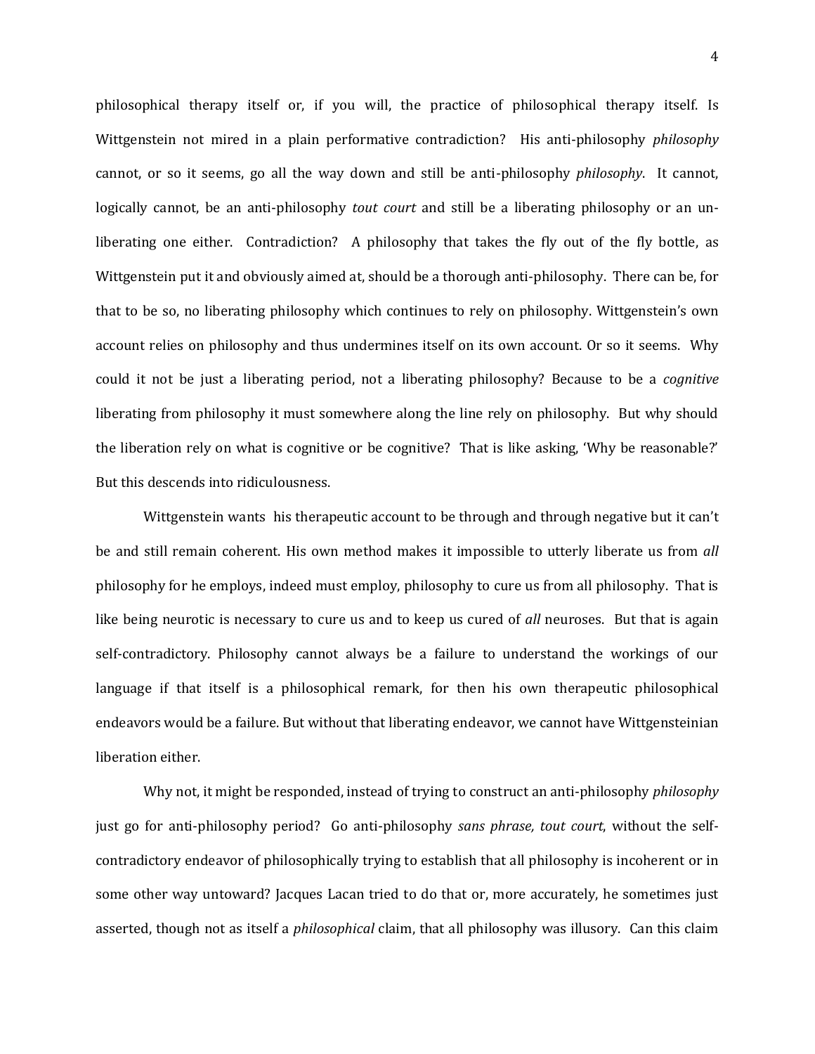philosophical therapy itself or, if you will, the practice of philosophical therapy itself. Is Wittgenstein not mired in a plain performative contradiction? His anti-philosophy *philosophy* cannot, or so it seems, go all the way down and still be anti-philosophy *philosophy*. It cannot, logically cannot, be an anti-philosophy *tout court* and still be a liberating philosophy or an un-liberating one either. Contradiction? A philosophy that takes the fly out of the fly bottle, as Wittgenstein put it and obviously aimed at, should be a thorough anti-philosophy. There can be, for that to be so, no liberating philosophy which continues to rely on philosophy. Wittgenstein's own account relies on philosophy and thus undermines itself on its own account. Or so it seems. Why could it not be just a liberating period, not a liberating philosophy? Because to be a *cognitive* liberating from philosophy it must somewhere along the line rely on philosophy. But why should the liberation rely on what is cognitive or be cognitive? That is like asking, 'Why be reasonable?' But this descends into ridiculousness.

Wittgenstein wants his therapeutic account to be through and through negative but it can't be and still remain coherent. His own method makes it impossible to utterly liberate us from *all* philosophy for he employs, indeed must employ, philosophy to cure us from all philosophy. That is like being neurotic is necessary to cure us and to keep us cured of *all* neuroses. But that is again self-contradictory. Philosophy cannot always be a failure to understand the workings of our language if that itself is a philosophical remark, for then his own therapeutic philosophical endeavors would be a failure. But without that liberating endeavor, we cannot have Wittgensteinian liberation either.

Why not, it might be responded, instead of trying to construct an anti-philosophy *philosophy* just go for anti-philosophy period? Go anti-philosophy *sans phrase, tout court*, without the self-contradictory endeavor of philosophically trying to establish that all philosophy is incoherent or in some other way untoward? Jacques Lacan tried to do that or, more accurately, he sometimes just asserted, though not as itself a *philosophical* claim, that all philosophy was illusory. Can this claim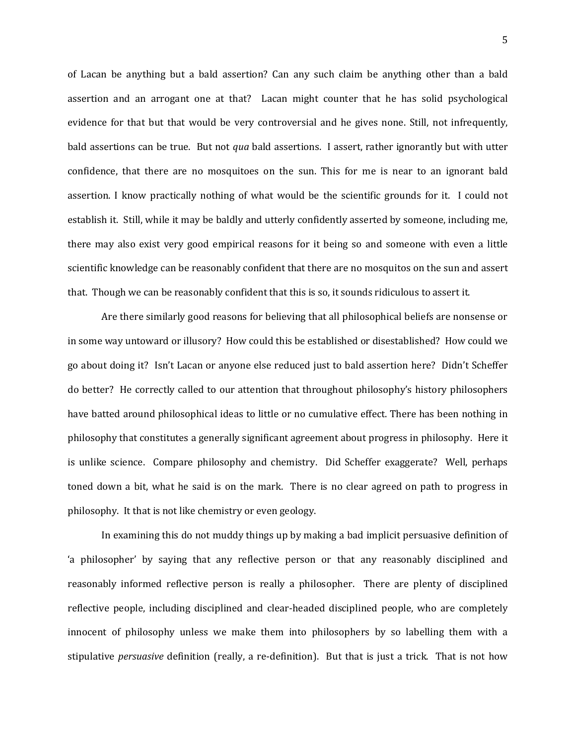of Lacan be anything but a bald assertion? Can any such claim be anything other than a bald assertion and an arrogant one at that? Lacan might counter that he has solid psychological evidence for that but that would be very controversial and he gives none. Still, not infrequently, bald assertions can be true. But not *qua* bald assertions. I assert, rather ignorantly but with utter confidence, that there are no mosquitoes on the sun. This for me is near to an ignorant bald assertion. I know practically nothing of what would be the scientific grounds for it. I could not establish it. Still, while it may be baldly and utterly confidently asserted by someone, including me, there may also exist very good empirical reasons for it being so and someone with even a little scientific knowledge can be reasonably confident that there are no mosquitos on the sun and assert that. Though we can be reasonably confident that this is so, it sounds ridiculous to assert it.

Are there similarly good reasons for believing that all philosophical beliefs are nonsense or in some way untoward or illusory? How could this be established or disestablished? How could we go about doing it? Isn't Lacan or anyone else reduced just to bald assertion here? Didn't Scheffer do better? He correctly called to our attention that throughout philosophy's history philosophers have batted around philosophical ideas to little or no cumulative effect. There has been nothing in philosophy that constitutes a generally significant agreement about progress in philosophy. Here it is unlike science. Compare philosophy and chemistry. Did Scheffer exaggerate? Well, perhaps toned down a bit, what he said is on the mark. There is no clear agreed on path to progress in philosophy. It that is not like chemistry or even geology.

In examining this do not muddy things up by making a bad implicit persuasive definition of 'a philosopher' by saying that any reflective person or that any reasonably disciplined and reasonably informed reflective person is really a philosopher. There are plenty of disciplined reflective people, including disciplined and clear-headed disciplined people, who are completely innocent of philosophy unless we make them into philosophers by so labelling them with a stipulative *persuasive* definition (really, a re-definition). But that is just a trick. That is not how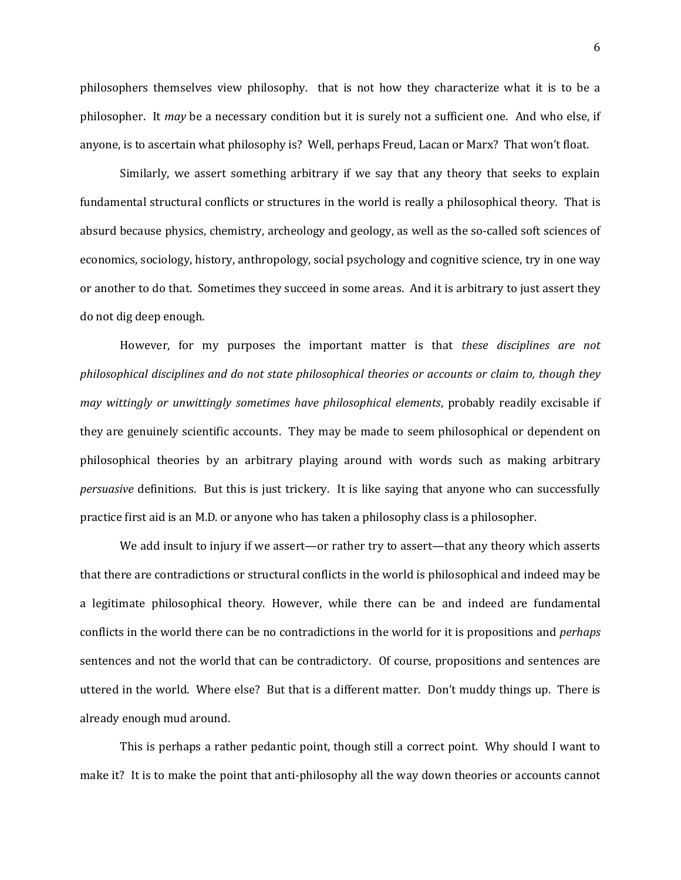philosophers themselves view philosophy. that is not how they characterize what it is to be a philosopher. It *may* be a necessary condition but it is surely not a sufficient one. And who else, if anyone, is to ascertain what philosophy is? Well, perhaps Freud, Lacan or Marx? That won't float.

Similarly, we assert something arbitrary if we say that any theory that seeks to explain fundamental structural conflicts or structures in the world is really a philosophical theory. That is absurd because physics, chemistry, archeology and geology, as well as the so-called soft sciences of economics, sociology, history, anthropology, social psychology and cognitive science, try in one way or another to do that. Sometimes they succeed in some areas. And it is arbitrary to just assert they do not dig deep enough.

However, for my purposes the important matter is that *these disciplines are not philosophical disciplines and do not state philosophical theories or accounts or claim to, though they may wittingly or unwittingly sometimes have philosophical elements*, probably readily excisable if they are genuinely scientific accounts. They may be made to seem philosophical or dependent on philosophical theories by an arbitrary playing around with words such as making arbitrary *persuasive* definitions. But this is just trickery. It is like saying that anyone who can successfully practice first aid is an M.D. or anyone who has taken a philosophy class is a philosopher.

We add insult to injury if we assert—or rather try to assert—that any theory which asserts that there are contradictions or structural conflicts in the world is philosophical and indeed may be a legitimate philosophical theory. However, while there can be and indeed are fundamental conflicts in the world there can be no contradictions in the world for it is propositions and *perhaps* sentences and not the world that can be contradictory. Of course, propositions and sentences are uttered in the world. Where else? But that is a different matter. Don't muddy things up. There is already enough mud around.

This is perhaps a rather pedantic point, though still a correct point. Why should I want to make it? It is to make the point that anti-philosophy all the way down theories or accounts cannot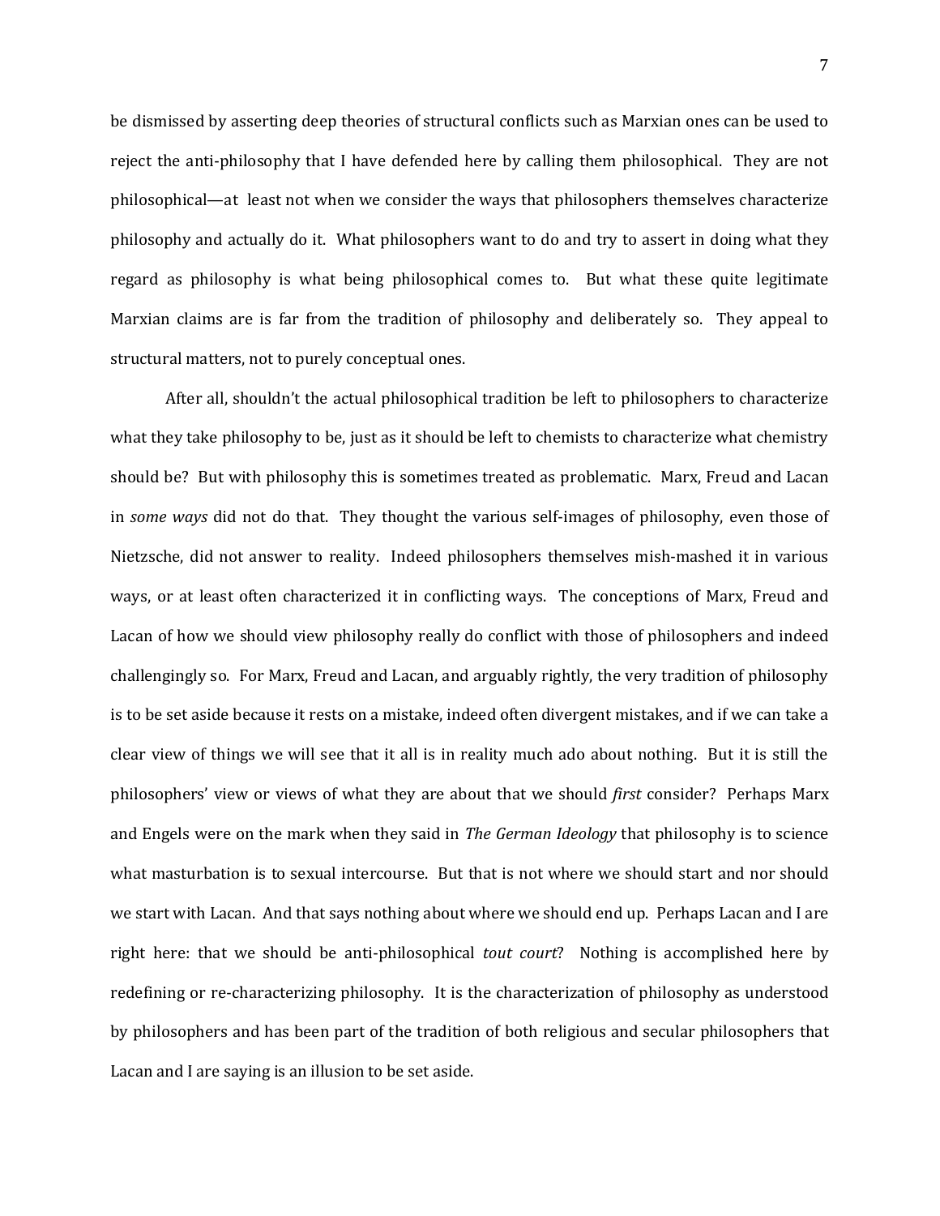be dismissed by asserting deep theories of structural conflicts such as Marxian ones can be used to reject the anti-philosophy that I have defended here by calling them philosophical. They are not philosophical—at least not when we consider the ways that philosophers themselves characterize philosophy and actually do it. What philosophers want to do and try to assert in doing what they regard as philosophy is what being philosophical comes to. But what these quite legitimate Marxian claims are is far from the tradition of philosophy and deliberately so. They appeal to structural matters, not to purely conceptual ones.

After all, shouldn't the actual philosophical tradition be left to philosophers to characterize what they take philosophy to be, just as it should be left to chemists to characterize what chemistry should be? But with philosophy this is sometimes treated as problematic. Marx, Freud and Lacan in *some ways* did not do that. They thought the various self-images of philosophy, even those of Nietzsche, did not answer to reality. Indeed philosophers themselves mish-mashed it in various ways, or at least often characterized it in conflicting ways. The conceptions of Marx, Freud and Lacan of how we should view philosophy really do conflict with those of philosophers and indeed challengingly so. For Marx, Freud and Lacan, and arguably rightly, the very tradition of philosophy is to be set aside because it rests on a mistake, indeed often divergent mistakes, and if we can take a clear view of things we will see that it all is in reality much ado about nothing. But it is still the philosophers' view or views of what they are about that we should *first* consider? Perhaps Marx and Engels were on the mark when they said in *The German Ideology* that philosophy is to science what masturbation is to sexual intercourse. But that is not where we should start and nor should we start with Lacan. And that says nothing about where we should end up. Perhaps Lacan and I are right here: that we should be anti-philosophical *tout court*? Nothing is accomplished here by redefining or re-characterizing philosophy. It is the characterization of philosophy as understood by philosophers and has been part of the tradition of both religious and secular philosophers that Lacan and I are saying is an illusion to be set aside.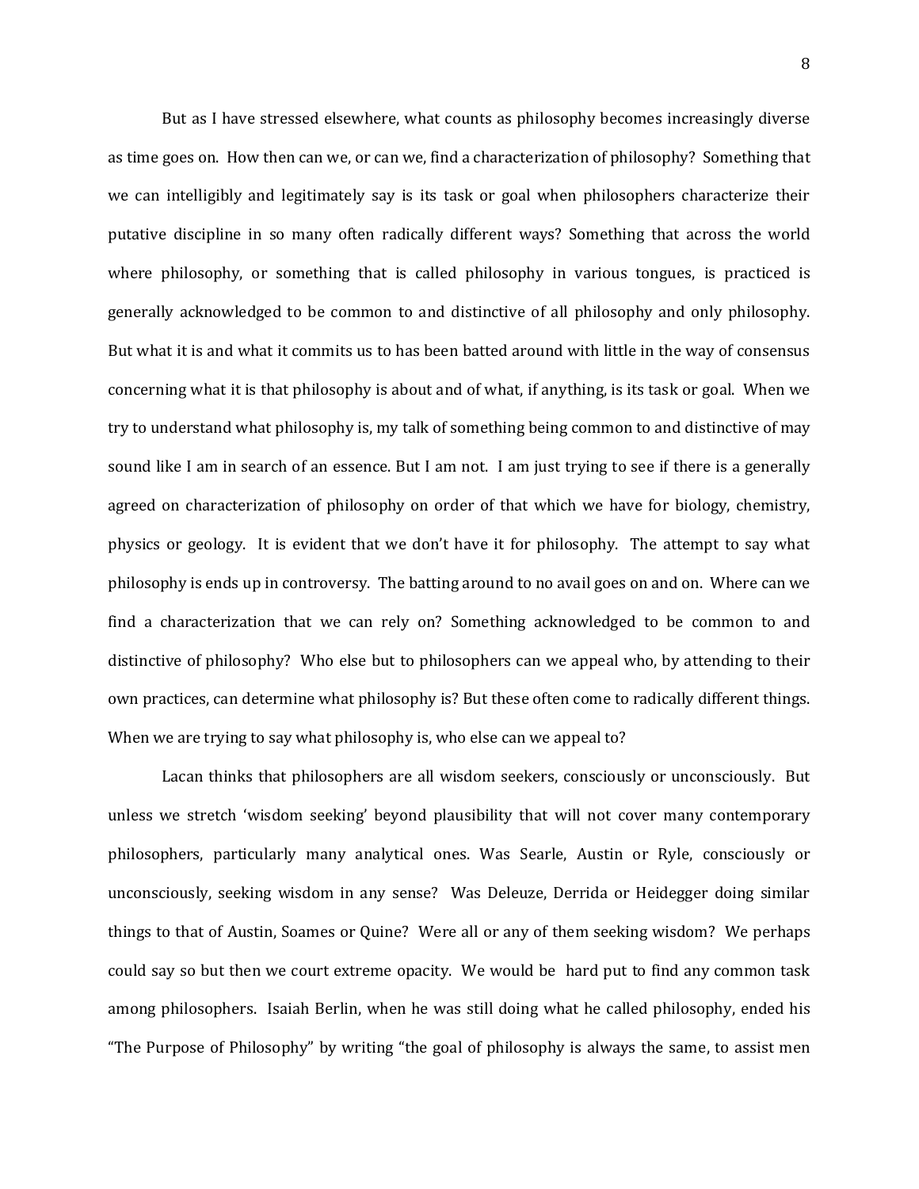But as I have stressed elsewhere, what counts as philosophy becomes increasingly diverse as time goes on. How then can we, or can we, find a characterization of philosophy? Something that we can intelligibly and legitimately say is its task or goal when philosophers characterize their putative discipline in so many often radically different ways? Something that across the world where philosophy, or something that is called philosophy in various tongues, is practiced is generally acknowledged to be common to and distinctive of all philosophy and only philosophy. But what it is and what it commits us to has been batted around with little in the way of consensus concerning what it is that philosophy is about and of what, if anything, is its task or goal. When we try to understand what philosophy is, my talk of something being common to and distinctive of may sound like I am in search of an essence. But I am not. I am just trying to see if there is a generally agreed on characterization of philosophy on order of that which we have for biology, chemistry, physics or geology. It is evident that we don't have it for philosophy. The attempt to say what philosophy is ends up in controversy. The batting around to no avail goes on and on. Where can we find a characterization that we can rely on? Something acknowledged to be common to and distinctive of philosophy? Who else but to philosophers can we appeal who, by attending to their own practices, can determine what philosophy is? But these often come to radically different things. When we are trying to say what philosophy is, who else can we appeal to?

Lacan thinks that philosophers are all wisdom seekers, consciously or unconsciously. But unless we stretch 'wisdom seeking' beyond plausibility that will not cover many contemporary philosophers, particularly many analytical ones. Was Searle, Austin or Ryle, consciously or unconsciously, seeking wisdom in any sense? Was Deleuze, Derrida or Heidegger doing similar things to that of Austin, Soames or Quine? Were all or any of them seeking wisdom? We perhaps could say so but then we court extreme opacity. We would be hard put to find any common task among philosophers. Isaiah Berlin, when he was still doing what he called philosophy, ended his "The Purpose of Philosophy" by writing "the goal of philosophy is always the same, to assist men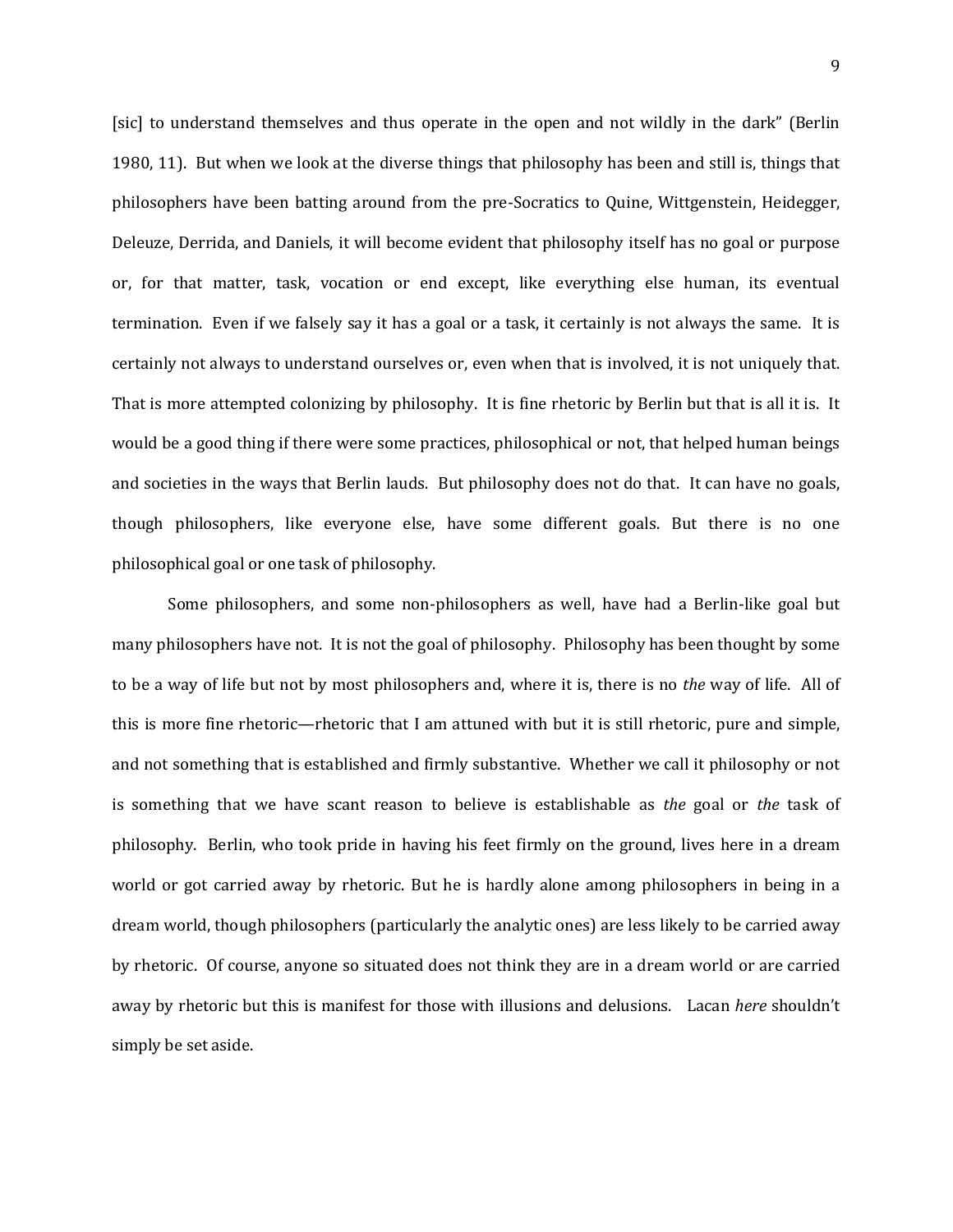[sic] to understand themselves and thus operate in the open and not wildly in the dark" (Berlin 1980, 11). But when we look at the diverse things that philosophy has been and still is, things that philosophers have been batting around from the pre-Socratics to Quine, Wittgenstein, Heidegger, Deleuze, Derrida, and Daniels, it will become evident that philosophy itself has no goal or purpose or, for that matter, task, vocation or end except, like everything else human, its eventual termination. Even if we falsely say it has a goal or a task, it certainly is not always the same. It is certainly not always to understand ourselves or, even when that is involved, it is not uniquely that. That is more attempted colonizing by philosophy. It is fine rhetoric by Berlin but that is all it is. It would be a good thing if there were some practices, philosophical or not, that helped human beings and societies in the ways that Berlin lauds. But philosophy does not do that. It can have no goals, though philosophers, like everyone else, have some different goals. But there is no one philosophical goal or one task of philosophy.

Some philosophers, and some non-philosophers as well, have had a Berlin-like goal but many philosophers have not. It is not the goal of philosophy. Philosophy has been thought by some to be a way of life but not by most philosophers and, where it is, there is no *the* way of life. All of this is more fine rhetoric—rhetoric that I am attuned with but it is still rhetoric, pure and simple, and not something that is established and firmly substantive. Whether we call it philosophy or not is something that we have scant reason to believe is establishable as *the* goal or *the* task of philosophy. Berlin, who took pride in having his feet firmly on the ground, lives here in a dream world or got carried away by rhetoric. But he is hardly alone among philosophers in being in a dream world, though philosophers (particularly the analytic ones) are less likely to be carried away by rhetoric. Of course, anyone so situated does not think they are in a dream world or are carried away by rhetoric but this is manifest for those with illusions and delusions. Lacan *here* shouldn't simply be set aside.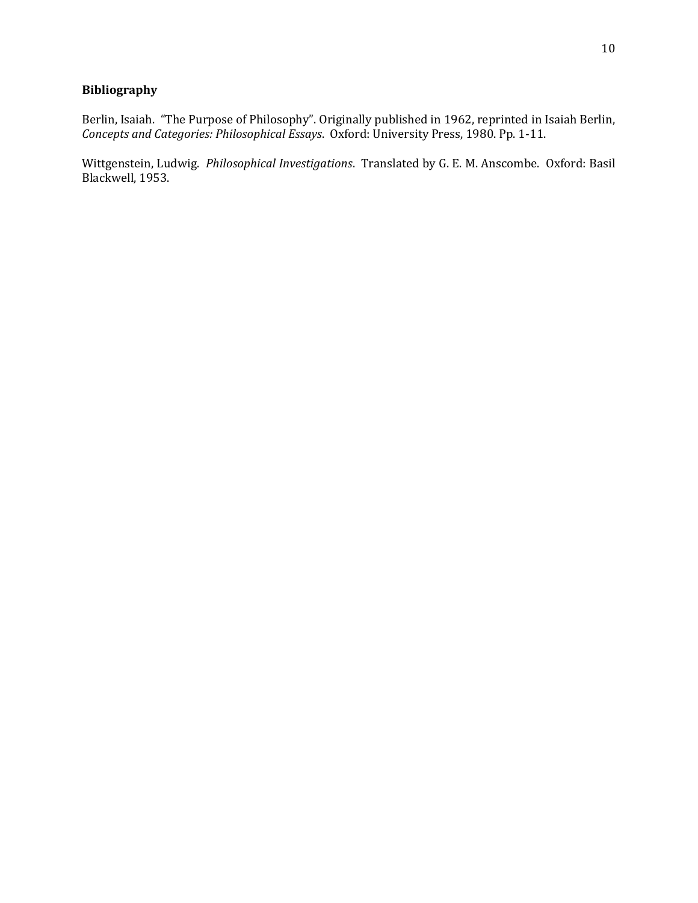**Bibliography**

Berlin, Isaiah. "The Purpose of Philosophy". Originally published in 1962, reprinted in Isaiah Berlin, *Concepts and Categories: Philosophical Essays*. Oxford: University Press, 1980. Pp. 1-11.

Wittgenstein, Ludwig. *Philosophical Investigations*. Translated by G. E. M. Anscombe. Oxford: Basil Blackwell, 1953.